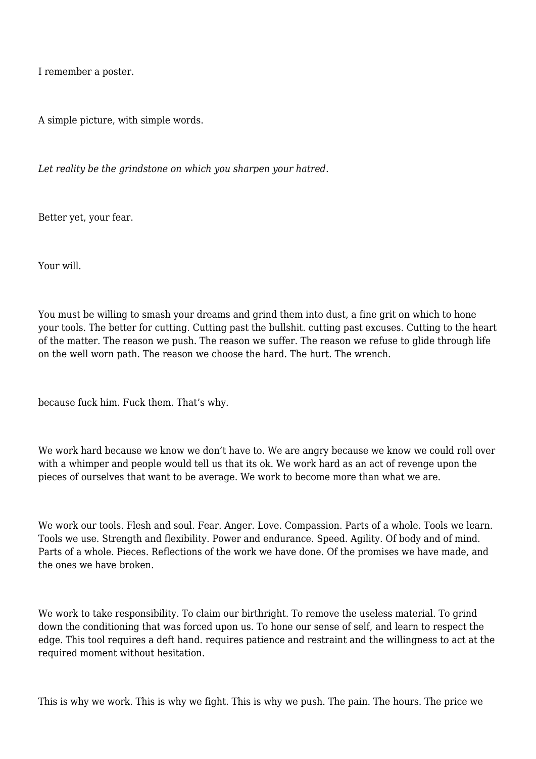I remember a poster.

A simple picture, with simple words.

*Let reality be the grindstone on which you sharpen your hatred.*

Better yet, your fear.

Your will.

You must be willing to smash your dreams and grind them into dust, a fine grit on which to hone your tools. The better for cutting. Cutting past the bullshit. cutting past excuses. Cutting to the heart of the matter. The reason we push. The reason we suffer. The reason we refuse to glide through life on the well worn path. The reason we choose the hard. The hurt. The wrench.

because fuck him. Fuck them. That's why.

We work hard because we know we don't have to. We are angry because we know we could roll over with a whimper and people would tell us that its ok. We work hard as an act of revenge upon the pieces of ourselves that want to be average. We work to become more than what we are.

We work our tools. Flesh and soul. Fear. Anger. Love. Compassion. Parts of a whole. Tools we learn. Tools we use. Strength and flexibility. Power and endurance. Speed. Agility. Of body and of mind. Parts of a whole. Pieces. Reflections of the work we have done. Of the promises we have made, and the ones we have broken.

We work to take responsibility. To claim our birthright. To remove the useless material. To grind down the conditioning that was forced upon us. To hone our sense of self, and learn to respect the edge. This tool requires a deft hand. requires patience and restraint and the willingness to act at the required moment without hesitation.

This is why we work. This is why we fight. This is why we push. The pain. The hours. The price we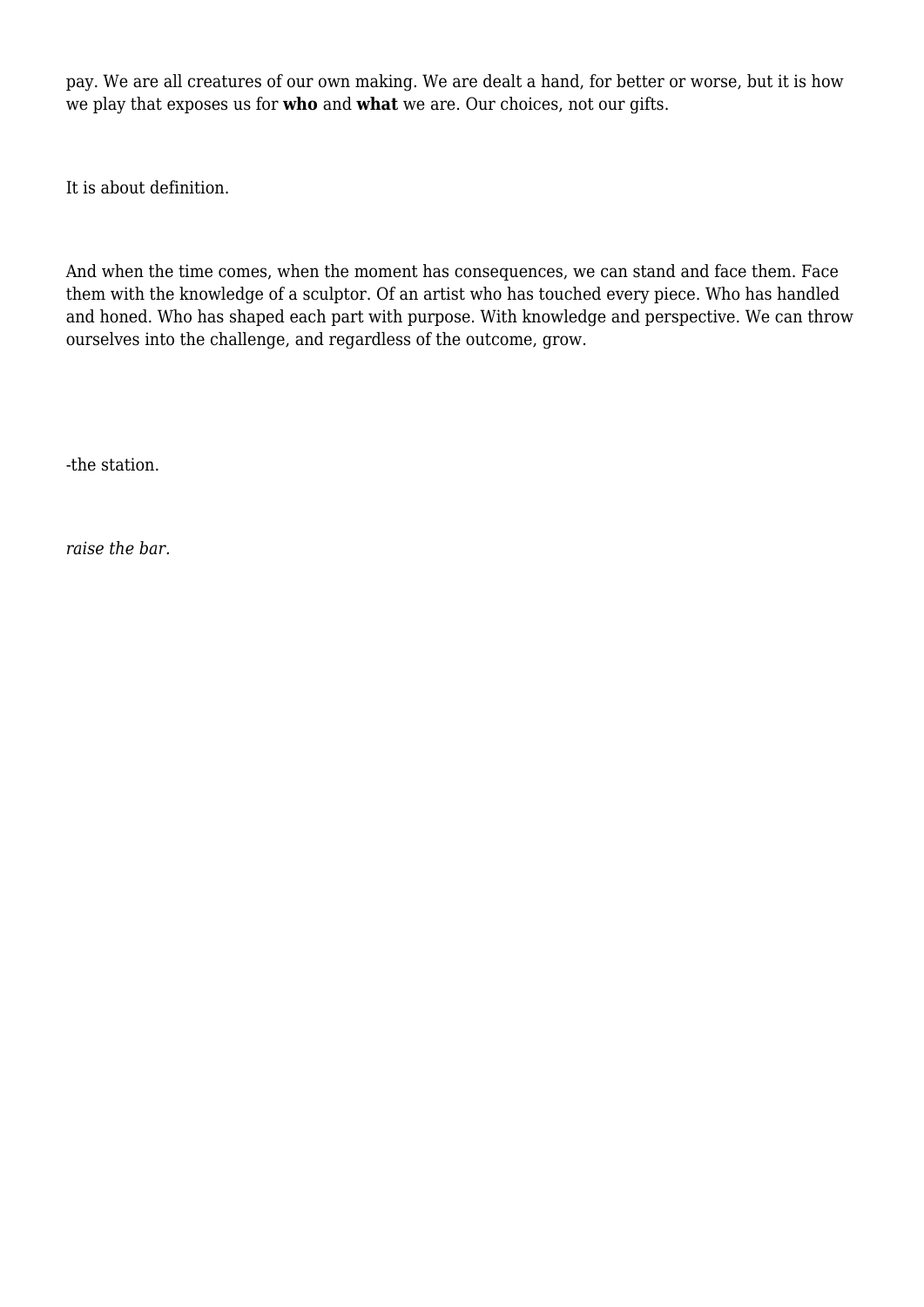pay. We are all creatures of our own making. We are dealt a hand, for better or worse, but it is how we play that exposes us for **who** and **what** we are. Our choices, not our gifts.

It is about definition.

And when the time comes, when the moment has consequences, we can stand and face them. Face them with the knowledge of a sculptor. Of an artist who has touched every piece. Who has handled and honed. Who has shaped each part with purpose. With knowledge and perspective. We can throw ourselves into the challenge, and regardless of the outcome, grow.

-the station.

*raise the bar.*